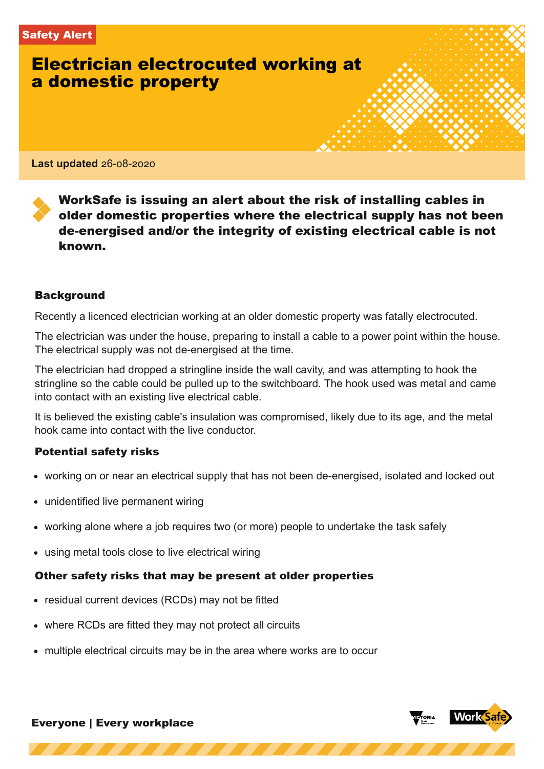Safety Alert

# Electrician electrocuted working at a domestic property

**Last updated** 26-08-2020

**WorkSafe is issuing an alert about the risk of installing cables in older domestic properties where the electrical supply has not been de-energised and/or the integrity of existing electrical cable is not known.**

## Background

Recently a licenced electrician working at an older domestic property was fatally electrocuted.

The electrician was under the house, preparing to install a cable to a power point within the house. The electrical supply was not de-energised at the time.

The electrician had dropped a stringline inside the wall cavity, and was attempting to hook the stringline so the cable could be pulled up to the switchboard. The hook used was metal and came into contact with an existing live electrical cable.

It is believed the existing cable's insulation was compromised, likely due to its age, and the metal hook came into contact with the live conductor.

## Potential safety risks

- working on or near an electrical supply that has not been de-energised, isolated and locked out
- unidentified live permanent wiring
- working alone where a job requires two (or more) people to undertake the task safely
- using metal tools close to live electrical wiring

## Other safety risks that may be present at older properties

- residual current devices (RCDs) may not be fitted
- where RCDs are fitted they may not protect all circuits
- multiple electrical circuits may be in the area where works are to occur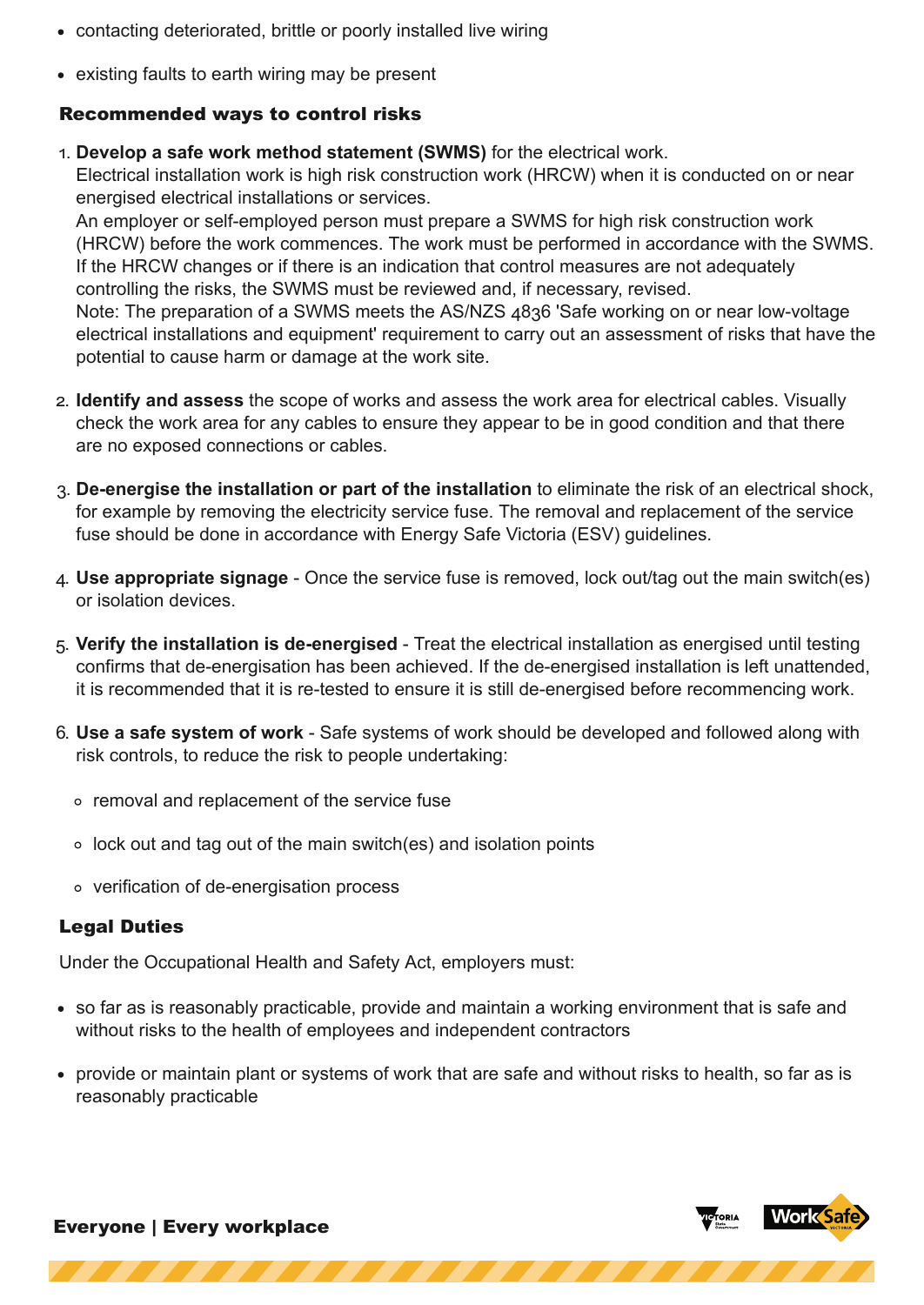- contacting deteriorated, brittle or poorly installed live wiring
- existing faults to earth wiring may be present

### Recommended ways to control risks

1. **Develop a safe work method statement (SWMS)** for the electrical work.
   Electrical installation work is high risk construction work (HRCW) when it is conducted on or near energised electrical installations or services.
   An employer or self-employed person must prepare a SWMS for high risk construction work (HRCW) before the work commences. The work must be performed in accordance with the SWMS. If the HRCW changes or if there is an indication that control measures are not adequately controlling the risks, the SWMS must be reviewed and, if necessary, revised.
   Note: The preparation of a SWMS meets the AS/NZS 4836 'Safe working on or near low-voltage electrical installations and equipment' requirement to carry out an assessment of risks that have the potential to cause harm or damage at the work site.

2. **Identify and assess** the scope of works and assess the work area for electrical cables. Visually check the work area for any cables to ensure they appear to be in good condition and that there are no exposed connections or cables.

3. **De-energise the installation or part of the installation** to eliminate the risk of an electrical shock, for example by removing the electricity service fuse. The removal and replacement of the service fuse should be done in accordance with Energy Safe Victoria (ESV) guidelines.

4. **Use appropriate signage** - Once the service fuse is removed, lock out/tag out the main switch(es) or isolation devices.

5. **Verify the installation is de-energised** - Treat the electrical installation as energised until testing confirms that de-energisation has been achieved. If the de-energised installation is left unattended, it is recommended that it is re-tested to ensure it is still de-energised before recommencing work.

6. **Use a safe system of work** - Safe systems of work should be developed and followed along with risk controls, to reduce the risk to people undertaking:
   - removal and replacement of the service fuse
   - lock out and tag out of the main switch(es) and isolation points
   - verification of de-energisation process

### Legal Duties

Under the Occupational Health and Safety Act, employers must:

- so far as is reasonably practicable, provide and maintain a working environment that is safe and without risks to the health of employees and independent contractors
- provide or maintain plant or systems of work that are safe and without risks to health, so far as is reasonably practicable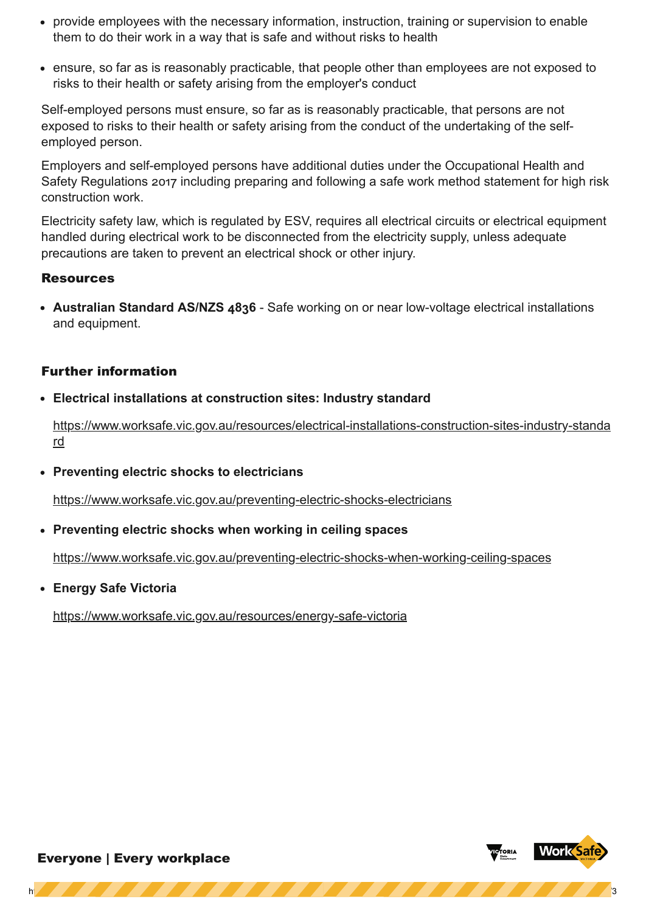- provide employees with the necessary information, instruction, training or supervision to enable them to do their work in a way that is safe and without risks to health
- ensure, so far as is reasonably practicable, that people other than employees are not exposed to risks to their health or safety arising from the employer's conduct

Self-employed persons must ensure, so far as is reasonably practicable, that persons are not exposed to risks to their health or safety arising from the conduct of the undertaking of the self-employed person.

Employers and self-employed persons have additional duties under the Occupational Health and Safety Regulations 2017 including preparing and following a safe work method statement for high risk construction work.

Electricity safety law, which is regulated by ESV, requires all electrical circuits or electrical equipment handled during electrical work to be disconnected from the electricity supply, unless adequate precautions are taken to prevent an electrical shock or other injury.

### Resources

- **Australian Standard AS/NZS 4836** - Safe working on or near low-voltage electrical installations and equipment.

### Further information

- **Electrical installations at construction sites: Industry standard**

  https://www.worksafe.vic.gov.au/resources/electrical-installations-construction-sites-industry-standard

- **Preventing electric shocks to electricians**

  https://www.worksafe.vic.gov.au/preventing-electric-shocks-electricians

- **Preventing electric shocks when working in ceiling spaces**

  https://www.worksafe.vic.gov.au/preventing-electric-shocks-when-working-ceiling-spaces

- **Energy Safe Victoria**

  https://www.worksafe.vic.gov.au/resources/energy-safe-victoria

**Everyone | Every workplace**